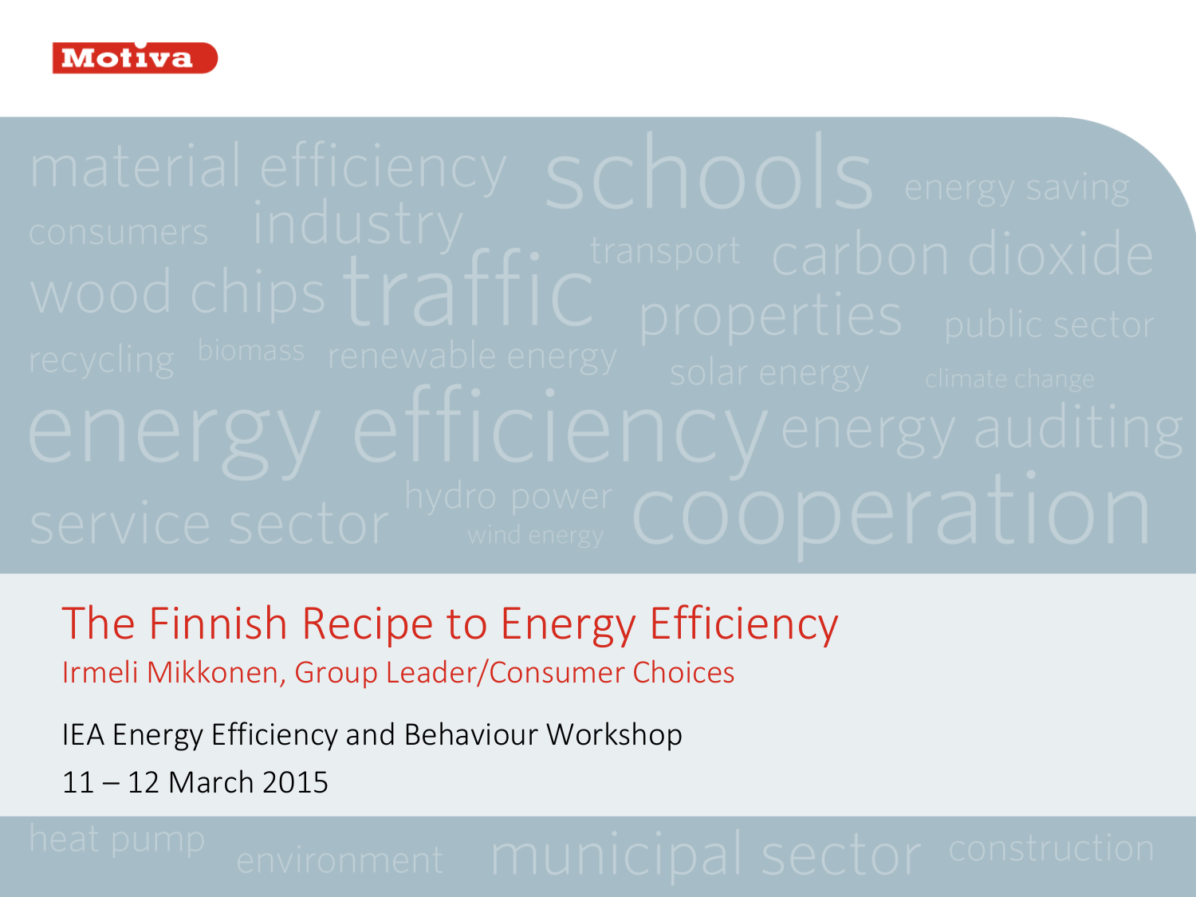Motiva

material efficiency schools energy saving consumers industry transport carbon dioxide wood chips traffic properties public sector recycling biomass renewable energy solar energy climate change energy efficiency energy auditing service sector hydro power wind energy cooperation

# The Finnish Recipe to Energy Efficiency

Irmeli Mikkonen, Group Leader/Consumer Choices

IEA Energy Efficiency and Behaviour Workshop

11 – 12 March 2015

heat pump environment municipal sector construction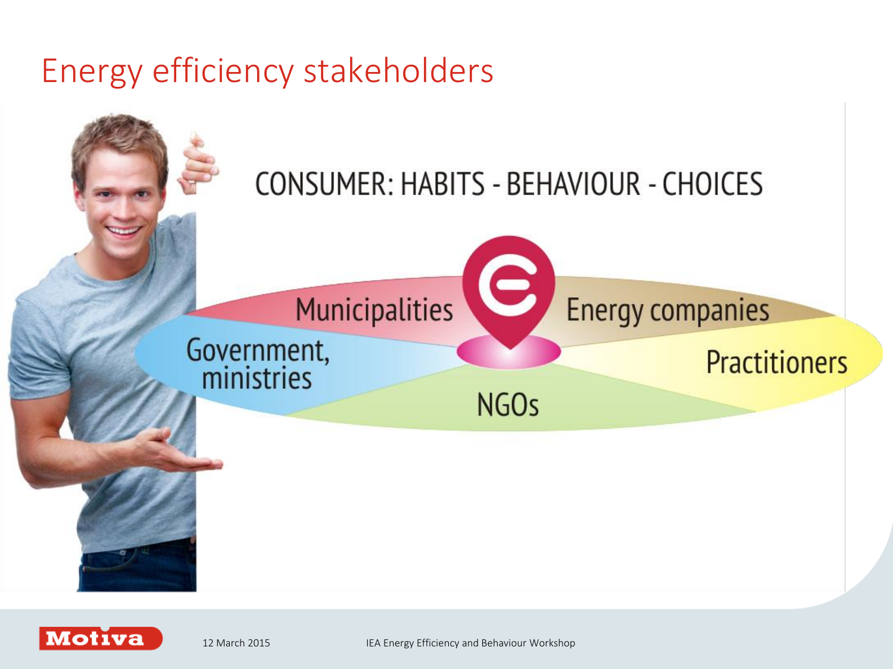# Energy efficiency stakeholders

CONSUMER: HABITS - BEHAVIOUR - CHOICES

- Municipalities
- Energy companies
- Government, ministries
- Practitioners
- NGOs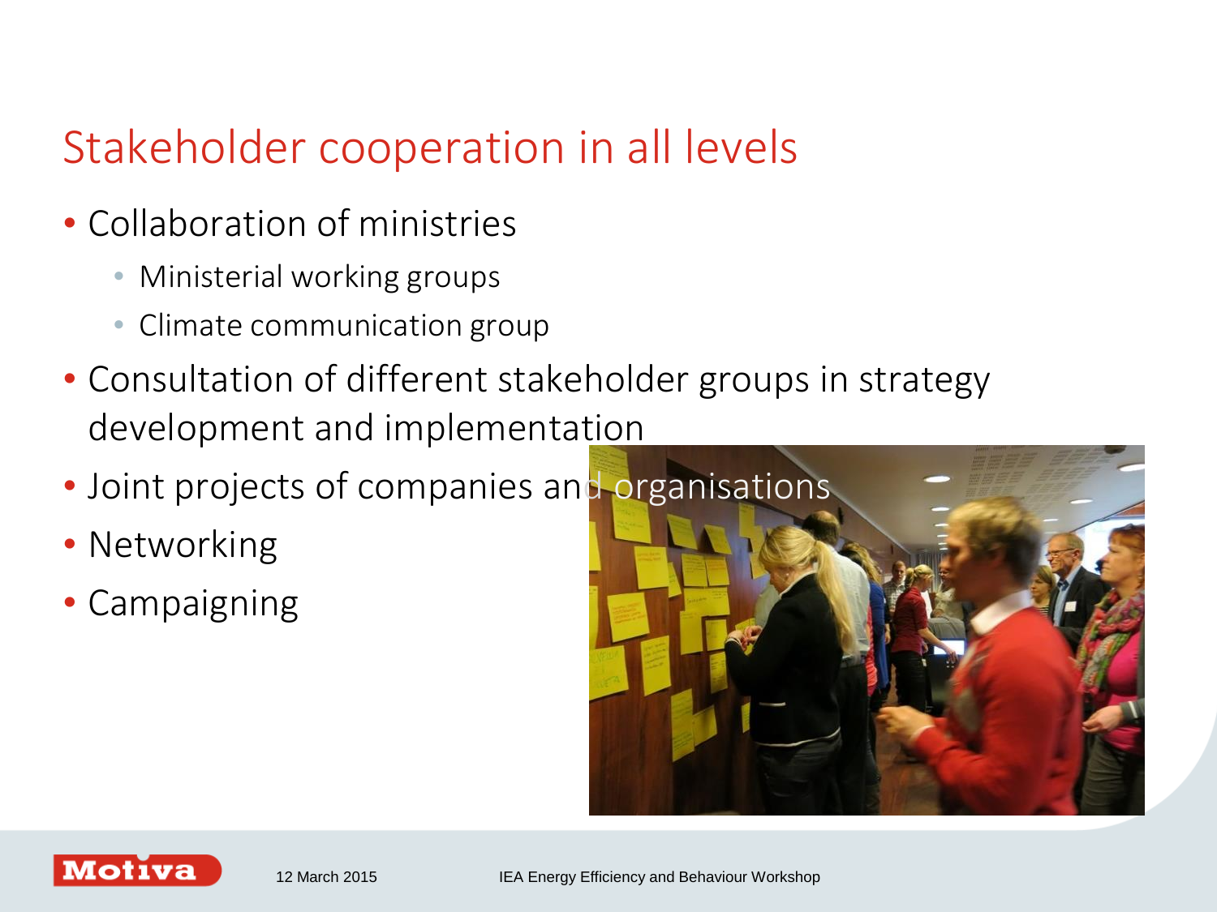# Stakeholder cooperation in all levels

- Collaboration of ministries
  - Ministerial working groups
  - Climate communication group
- Consultation of different stakeholder groups in strategy development and implementation
- Joint projects of companies and organisations
- Networking
- Campaigning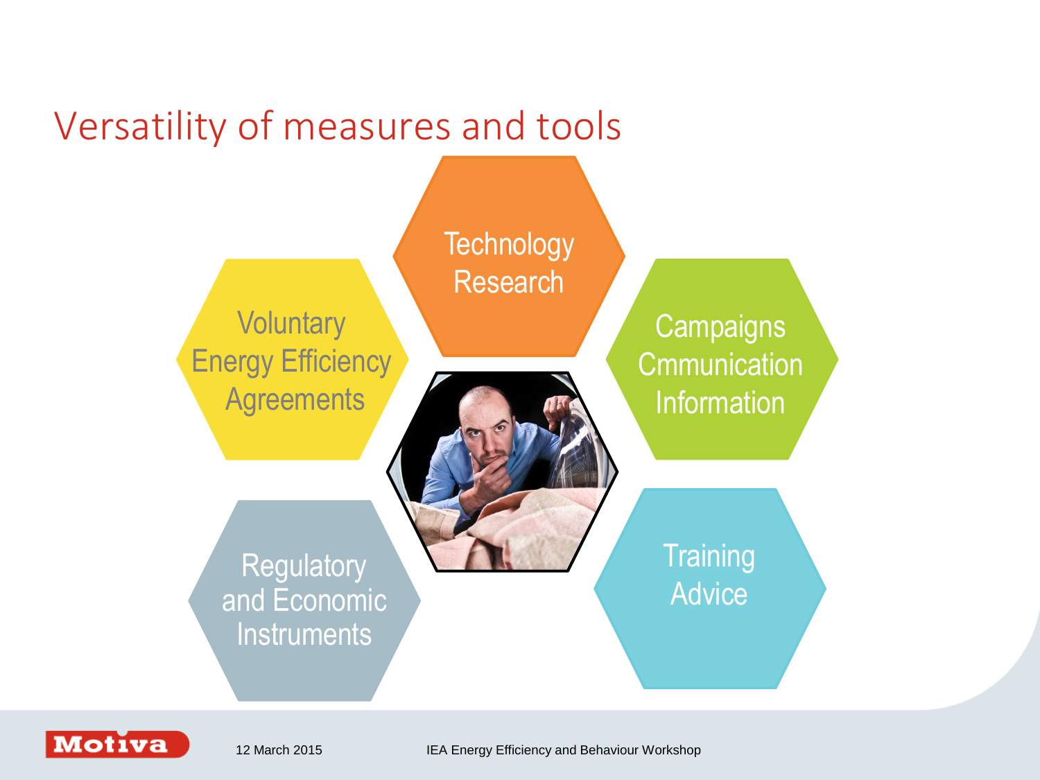# Versatility of measures and tools

- Technology Research
- Voluntary Energy Efficiency Agreements
- Campaigns Cmmunication Information
- Regulatory and Economic Instruments
- Training Advice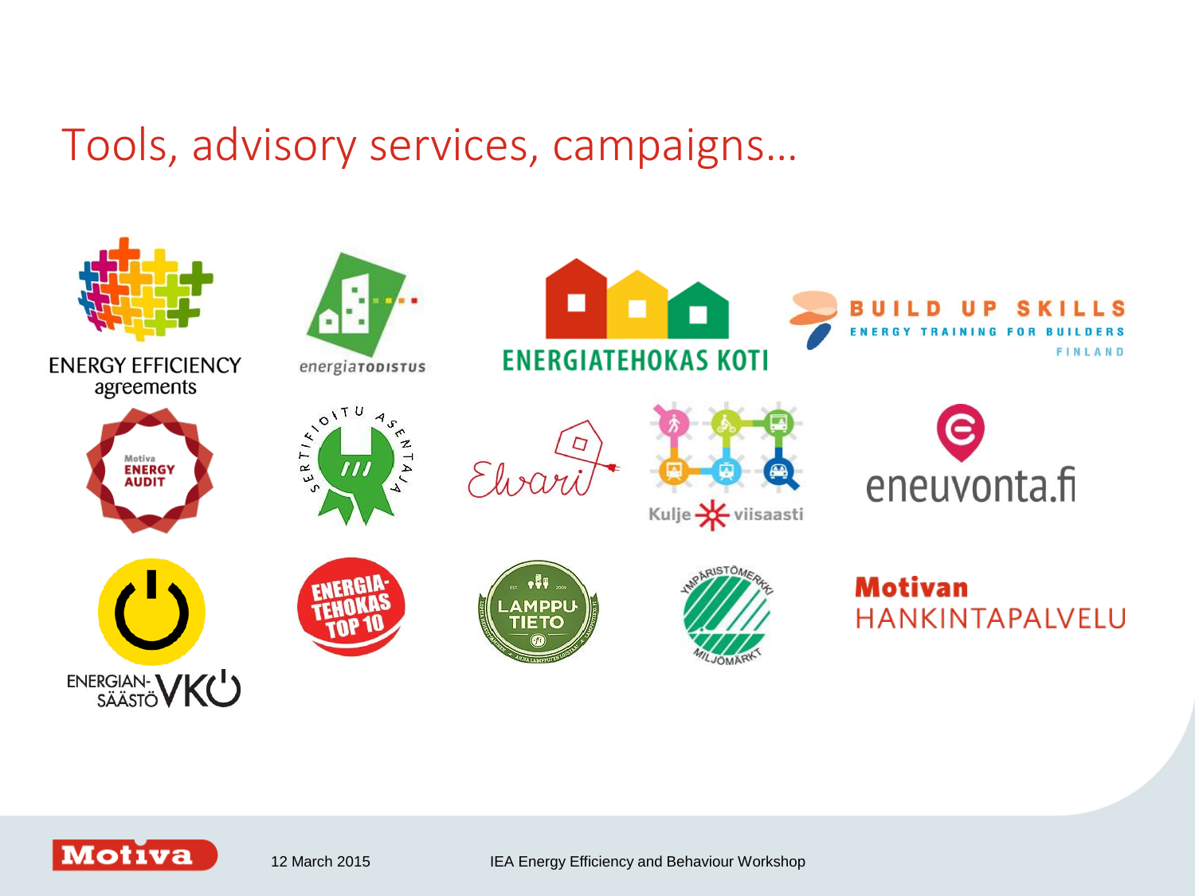# Tools, advisory services, campaigns…

ENERGY EFFICIENCY agreements

energiaTODISTUS

ENERGIATEHOKAS KOTI

BUILD UP SKILLS
ENERGY TRAINING FOR BUILDERS
FINLAND

Motiva ENERGY AUDIT

SERTIFIOITU ASENTAJA

Elvari

Kulje viisaasti

eneuvonta.fi

ENERGIANSÄÄSTÖVKO

ENERGIATEHOKAS TOP 10

LAMPPUTIETO

YMPÄRISTÖMERKKI MILJÖMÄRKT

Motivan HANKINTAPALVELU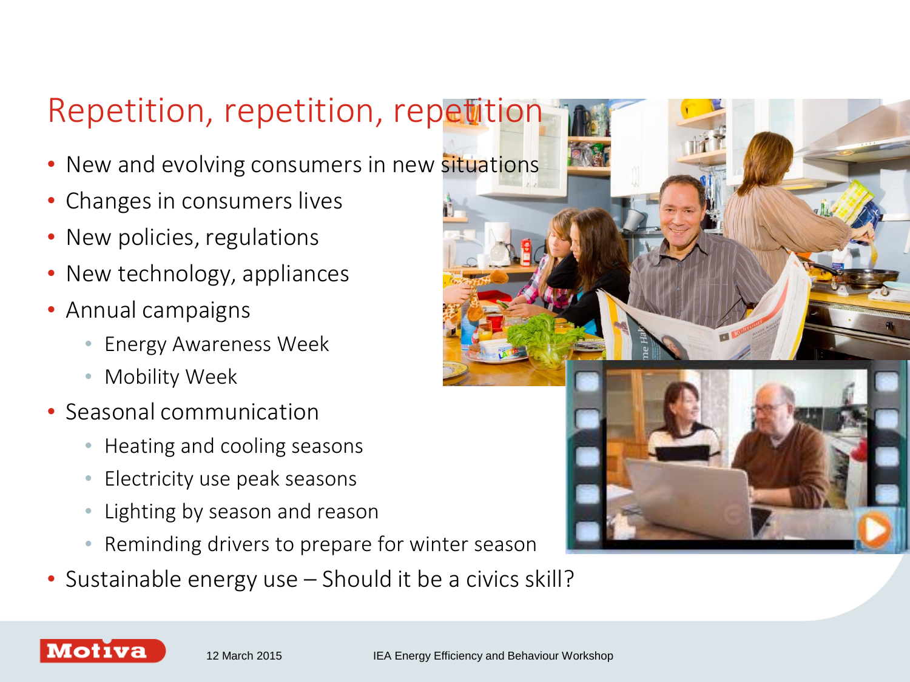# Repetition, repetition, repetition

- New and evolving consumers in new situations
- Changes in consumers lives
- New policies, regulations
- New technology, appliances
- Annual campaigns
  - Energy Awareness Week
  - Mobility Week
- Seasonal communication
  - Heating and cooling seasons
  - Electricity use peak seasons
  - Lighting by season and reason
  - Reminding drivers to prepare for winter season
- Sustainable energy use – Should it be a civics skill?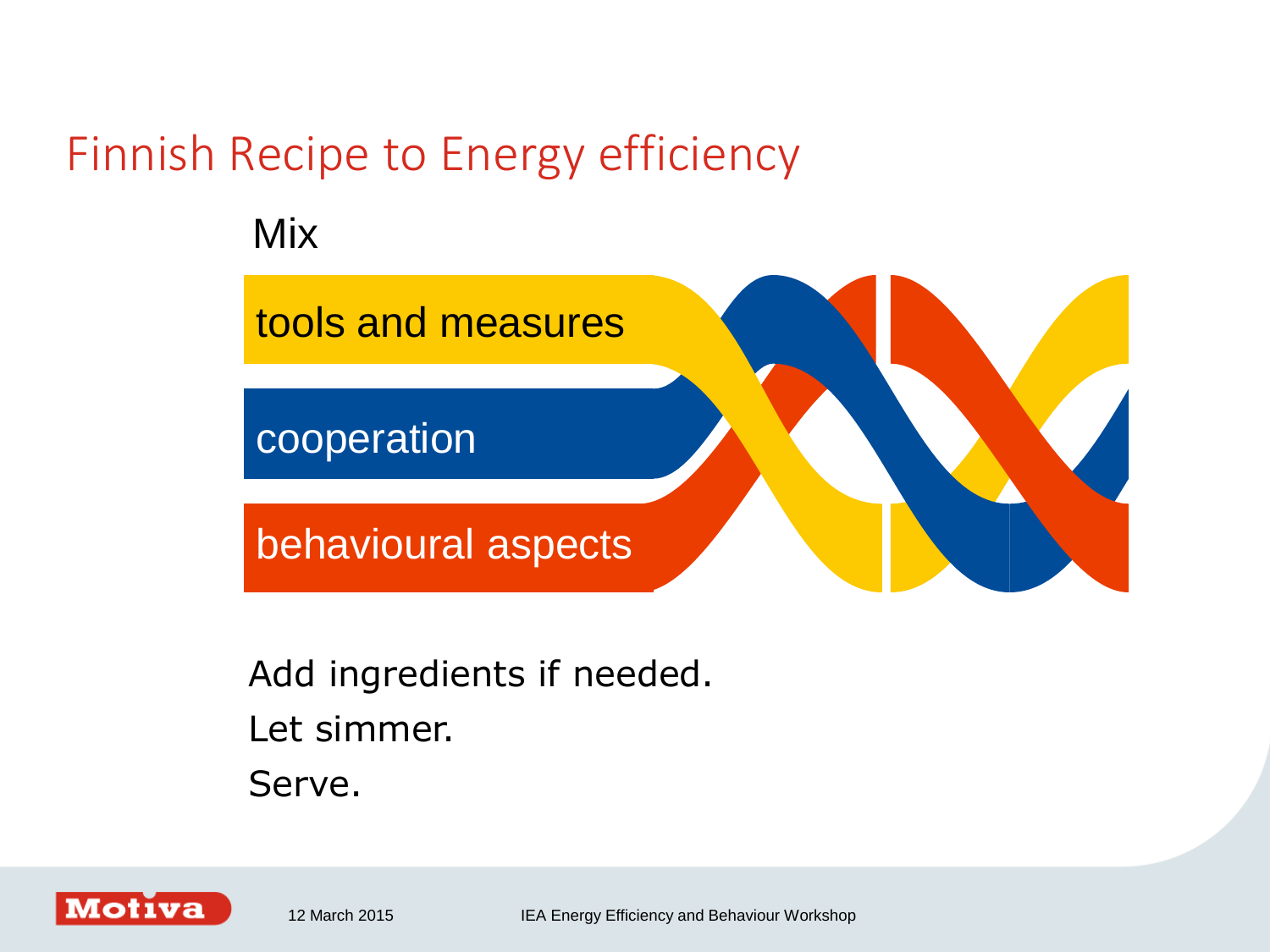# Finnish Recipe to Energy efficiency

Mix

- tools and measures
- cooperation
- behavioural aspects

Add ingredients if needed.

Let simmer.

Serve.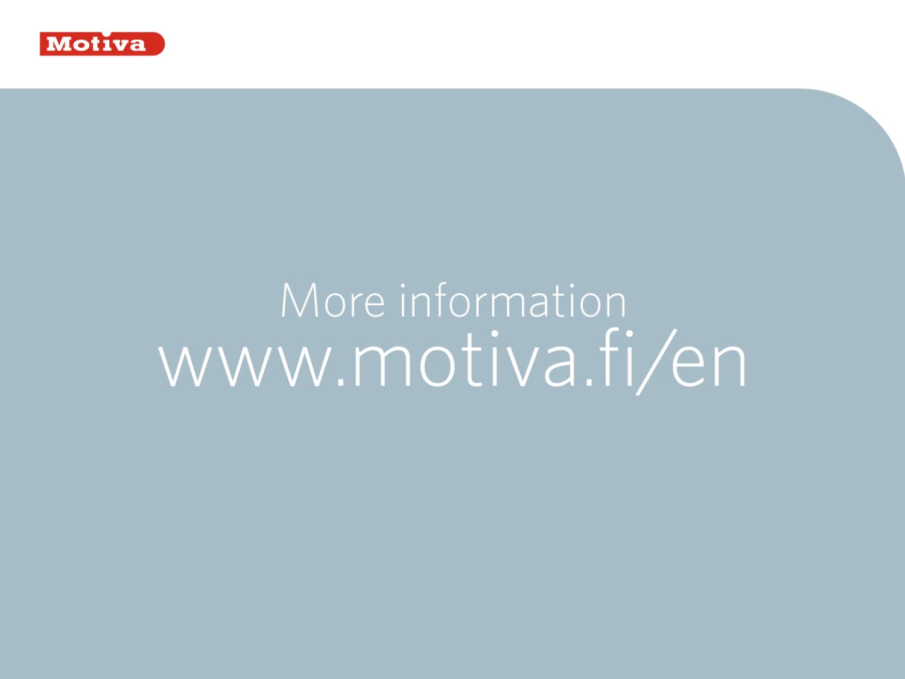Motiva

More information

www.motiva.fi/en